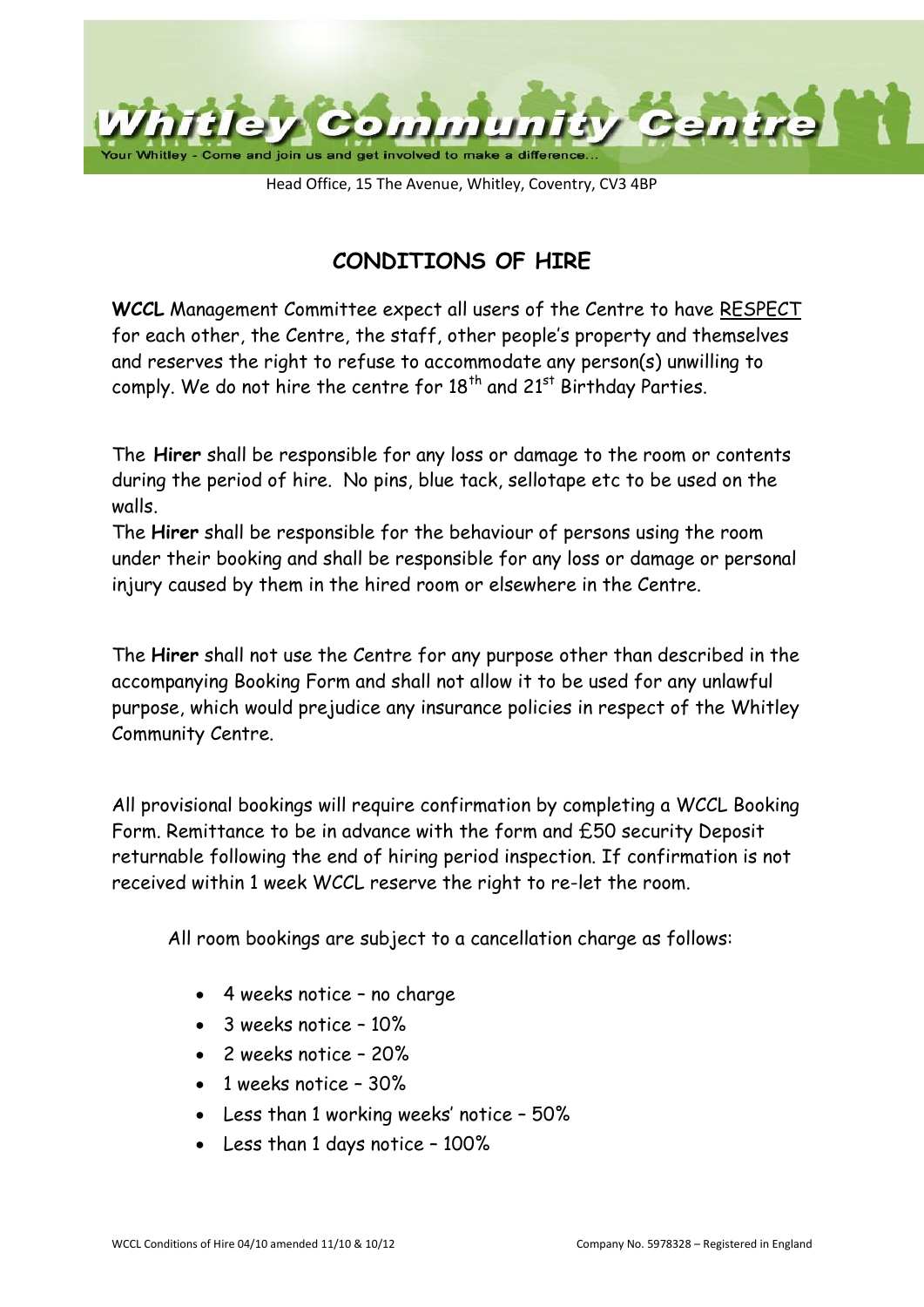# Whitley Community Centre

Your Whitley - Come and join us and get involved to make a difference...

Head Office, 15 The Avenue, Whitley, Coventry, CV3 4BP

## CONDITIONS OF HIRE

**WCCL** Management Committee expect all users of the Centre to have RESPECT for each other, the Centre, the staff, other people's property and themselves and reserves the right to refuse to accommodate any person(s) unwilling to comply. We do not hire the centre for 18th and 21st Birthday Parties.

The **Hirer** shall be responsible for any loss or damage to the room or contents during the period of hire. No pins, blue tack, sellotape etc to be used on the walls.

The **Hirer** shall be responsible for the behaviour of persons using the room under their booking and shall be responsible for any loss or damage or personal injury caused by them in the hired room or elsewhere in the Centre.

The **Hirer** shall not use the Centre for any purpose other than described in the accompanying Booking Form and shall not allow it to be used for any unlawful purpose, which would prejudice any insurance policies in respect of the Whitley Community Centre.

All provisional bookings will require confirmation by completing a WCCL Booking Form. Remittance to be in advance with the form and £50 security Deposit returnable following the end of hiring period inspection. If confirmation is not received within 1 week WCCL reserve the right to re-let the room.

All room bookings are subject to a cancellation charge as follows:

- 4 weeks notice – no charge
- 3 weeks notice – 10%
- 2 weeks notice – 20%
- 1 weeks notice – 30%
- Less than 1 working weeks' notice – 50%
- Less than 1 days notice – 100%

WCCL Conditions of Hire 04/10 amended 11/10 & 10/12 Company No. 5978328 – Registered in England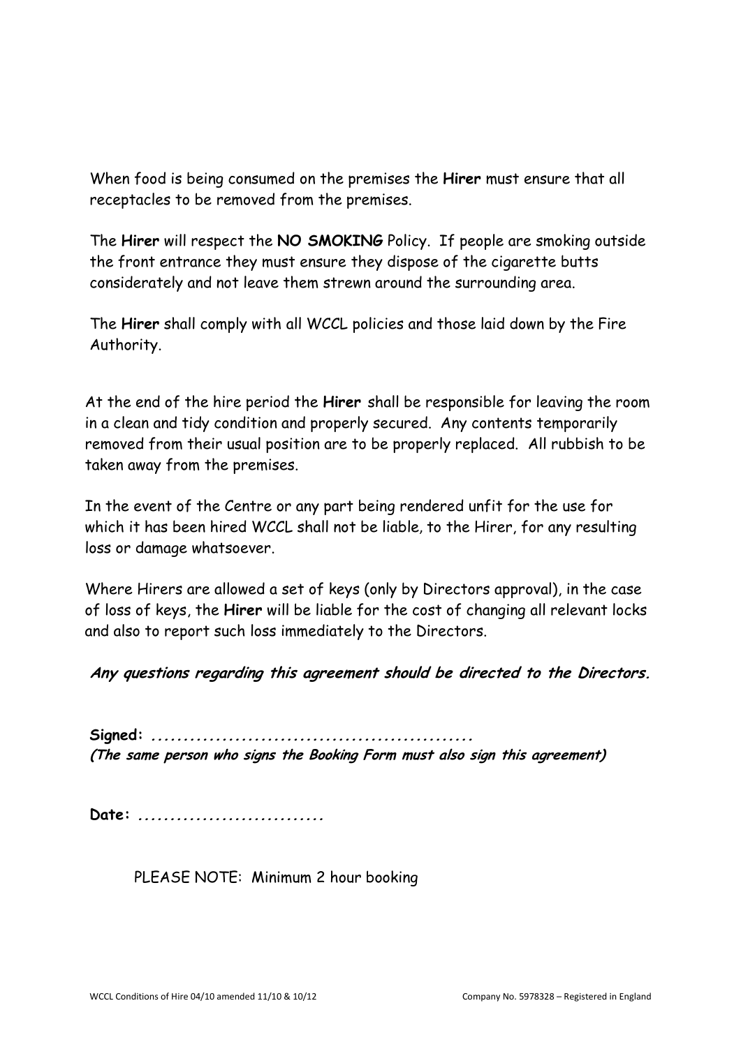When food is being consumed on the premises the **Hirer** must ensure that all receptacles to be removed from the premises.

The **Hirer** will respect the **NO SMOKING** Policy. If people are smoking outside the front entrance they must ensure they dispose of the cigarette butts considerately and not leave them strewn around the surrounding area.

The **Hirer** shall comply with all WCCL policies and those laid down by the Fire Authority.

At the end of the hire period the **Hirer** shall be responsible for leaving the room in a clean and tidy condition and properly secured. Any contents temporarily removed from their usual position are to be properly replaced. All rubbish to be taken away from the premises.

In the event of the Centre or any part being rendered unfit for the use for which it has been hired WCCL shall not be liable, to the Hirer, for any resulting loss or damage whatsoever.

Where Hirers are allowed a set of keys (only by Directors approval), in the case of loss of keys, the **Hirer** will be liable for the cost of changing all relevant locks and also to report such loss immediately to the Directors.

***Any questions regarding this agreement should be directed to the Directors.***

**Signed: ..................................................**
***(The same person who signs the Booking Form must also sign this agreement)***

**Date: .............................**

PLEASE NOTE: Minimum 2 hour booking

WCCL Conditions of Hire 04/10 amended 11/10 & 10/12 Company No. 5978328 – Registered in England